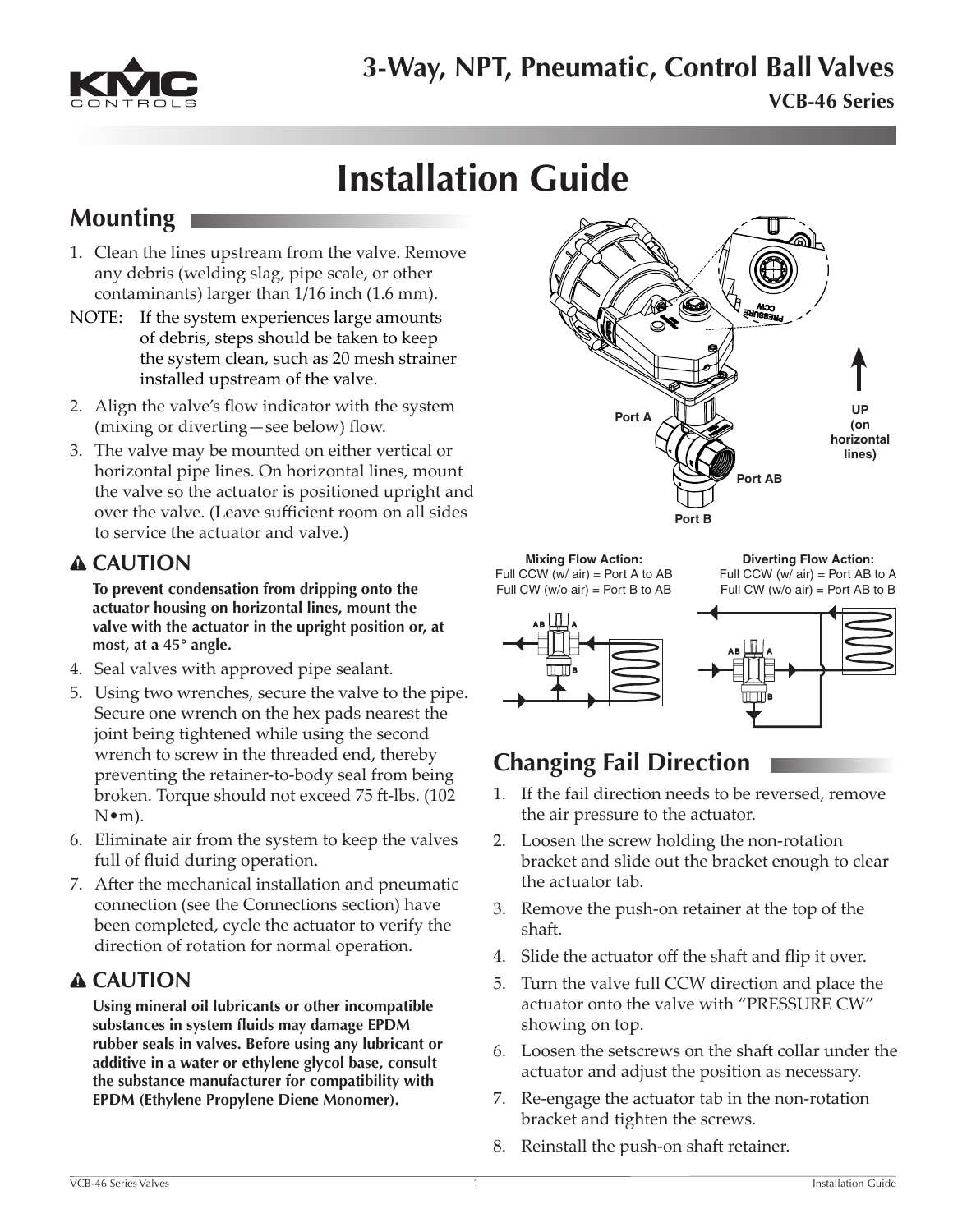# 3-Way, NPT, Pneumatic, Control Ball Valves

**VCB-46 Series**

# Installation Guide

## Mounting

1. Clean the lines upstream from the valve. Remove any debris (welding slag, pipe scale, or other contaminants) larger than 1/16 inch (1.6 mm).

NOTE: If the system experiences large amounts of debris, steps should be taken to keep the system clean, such as 20 mesh strainer installed upstream of the valve.

2. Align the valve's flow indicator with the system (mixing or diverting—see below) flow.
3. The valve may be mounted on either vertical or horizontal pipe lines. On horizontal lines, mount the valve so the actuator is positioned upright and over the valve. (Leave sufficient room on all sides to service the actuator and valve.)

### ⚠ CAUTION

**To prevent condensation from dripping onto the actuator housing on horizontal lines, mount the valve with the actuator in the upright position or, at most, at a 45° angle.**

4. Seal valves with approved pipe sealant.
5. Using two wrenches, secure the valve to the pipe. Secure one wrench on the hex pads nearest the joint being tightened while using the second wrench to screw in the threaded end, thereby preventing the retainer-to-body seal from being broken. Torque should not exceed 75 ft-lbs. (102 N•m).
6. Eliminate air from the system to keep the valves full of fluid during operation.
7. After the mechanical installation and pneumatic connection (see the Connections section) have been completed, cycle the actuator to verify the direction of rotation for normal operation.

### ⚠ CAUTION

**Using mineral oil lubricants or other incompatible substances in system fluids may damage EPDM rubber seals in valves. Before using any lubricant or additive in a water or ethylene glycol base, consult the substance manufacturer for compatibility with EPDM (Ethylene Propylene Diene Monomer).**

Port A

Port AB

Port B

UP (on horizontal lines)

**Mixing Flow Action:**
Full CCW (w/ air) = Port A to AB
Full CW (w/o air) = Port B to AB

**Diverting Flow Action:**
Full CCW (w/ air) = Port AB to A
Full CW (w/o air) = Port AB to B

## Changing Fail Direction

1. If the fail direction needs to be reversed, remove the air pressure to the actuator.
2. Loosen the screw holding the non-rotation bracket and slide out the bracket enough to clear the actuator tab.
3. Remove the push-on retainer at the top of the shaft.
4. Slide the actuator off the shaft and flip it over.
5. Turn the valve full CCW direction and place the actuator onto the valve with "PRESSURE CW" showing on top.
6. Loosen the setscrews on the shaft collar under the actuator and adjust the position as necessary.
7. Re-engage the actuator tab in the non-rotation bracket and tighten the screws.
8. Reinstall the push-on shaft retainer.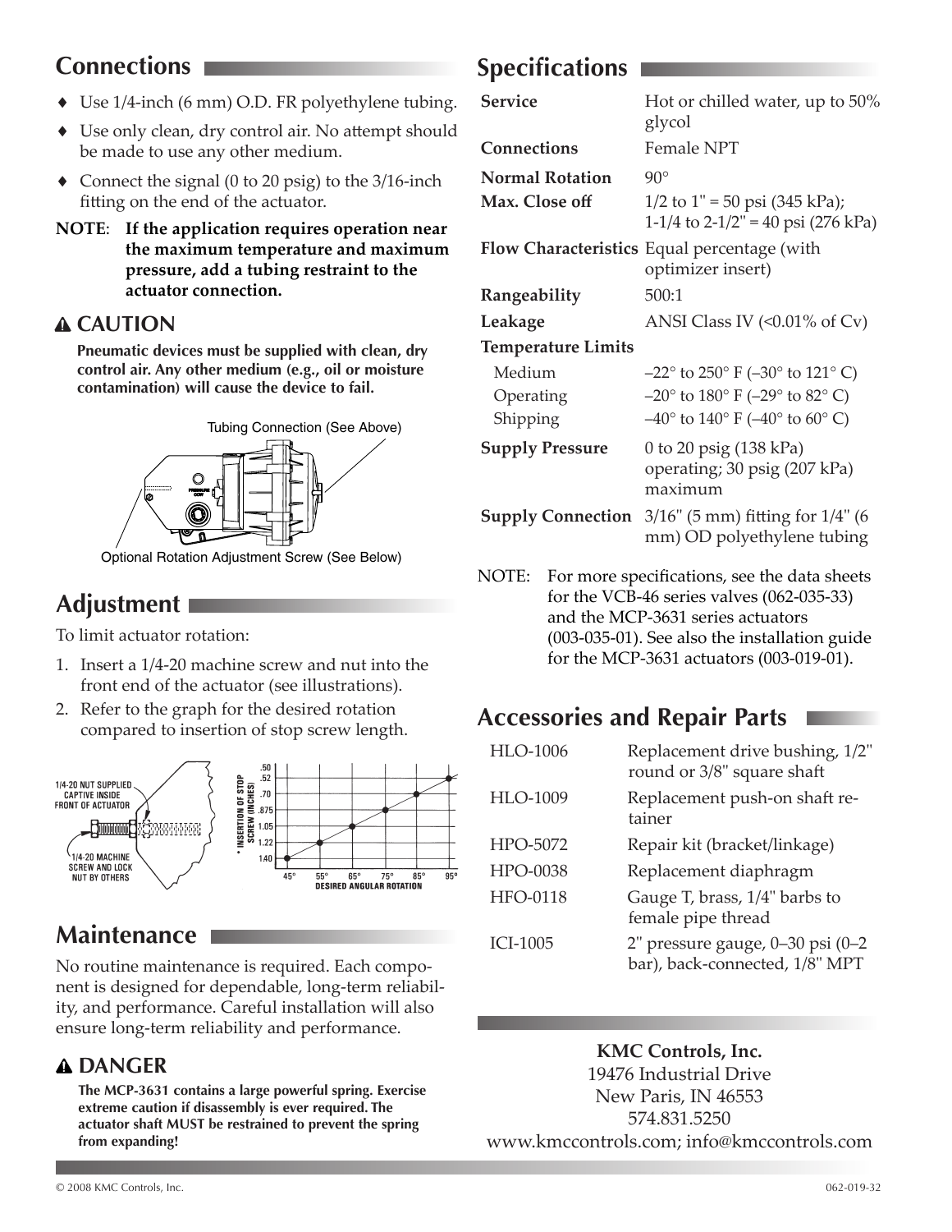## Connections

- Use 1/4-inch (6 mm) O.D. FR polyethylene tubing.
- Use only clean, dry control air. No attempt should be made to use any other medium.
- Connect the signal (0 to 20 psig) to the 3/16-inch fitting on the end of the actuator.

**NOTE: If the application requires operation near the maximum temperature and maximum pressure, add a tubing restraint to the actuator connection.**

### ⚠ CAUTION

**Pneumatic devices must be supplied with clean, dry control air. Any other medium (e.g., oil or moisture contamination) will cause the device to fail.**

Tubing Connection (See Above)

Optional Rotation Adjustment Screw (See Below)

## Adjustment

To limit actuator rotation:

1. Insert a 1/4-20 machine screw and nut into the front end of the actuator (see illustrations).
2. Refer to the graph for the desired rotation compared to insertion of stop screw length.

1/4-20 NUT SUPPLIED CAPTIVE INSIDE FRONT OF ACTUATOR

1/4-20 MACHINE SCREW AND LOCK NUT BY OTHERS

* INSERTION OF STOP SCREW (INCHES)

.50
.52
.70
.875
1.05
1.22
1.40

45° 55° 65° 75° 85° 95°

DESIRED ANGULAR ROTATION

## Maintenance

No routine maintenance is required. Each component is designed for dependable, long-term reliability, and performance. Careful installation will also ensure long-term reliability and performance.

### ⚠ DANGER

**The MCP-3631 contains a large powerful spring. Exercise extreme caution if disassembly is ever required. The actuator shaft MUST be restrained to prevent the spring from expanding!**

## Specifications

| | |
|---|---|
| **Service** | Hot or chilled water, up to 50% glycol |
| **Connections** | Female NPT |
| **Normal Rotation** | 90° |
| **Max. Close off** | 1/2 to 1" = 50 psi (345 kPa); 1-1/4 to 2-1/2" = 40 psi (276 kPa) |
| **Flow Characteristics** | Equal percentage (with optimizer insert) |
| **Rangeability** | 500:1 |
| **Leakage** | ANSI Class IV (<0.01% of Cv) |
| **Temperature Limits** | |
| Medium | –22° to 250° F (–30° to 121° C) |
| Operating | –20° to 180° F (–29° to 82° C) |
| Shipping | –40° to 140° F (–40° to 60° C) |
| **Supply Pressure** | 0 to 20 psig (138 kPa) operating; 30 psig (207 kPa) maximum |
| **Supply Connection** | 3/16" (5 mm) fitting for 1/4" (6 mm) OD polyethylene tubing |

NOTE: For more specifications, see the data sheets for the VCB-46 series valves (062-035-33) and the MCP-3631 series actuators (003-035-01). See also the installation guide for the MCP-3631 actuators (003-019-01).

## Accessories and Repair Parts

| | |
|---|---|
| HLO-1006 | Replacement drive bushing, 1/2" round or 3/8" square shaft |
| HLO-1009 | Replacement push-on shaft retainer |
| HPO-5072 | Repair kit (bracket/linkage) |
| HPO-0038 | Replacement diaphragm |
| HFO-0118 | Gauge T, brass, 1/4" barbs to female pipe thread |
| ICI-1005 | 2" pressure gauge, 0–30 psi (0–2 bar), back-connected, 1/8" MPT |

**KMC Controls, Inc.**
19476 Industrial Drive
New Paris, IN 46553
574.831.5250
www.kmccontrols.com; info@kmccontrols.com

© 2008 KMC Controls, Inc.

062-019-32